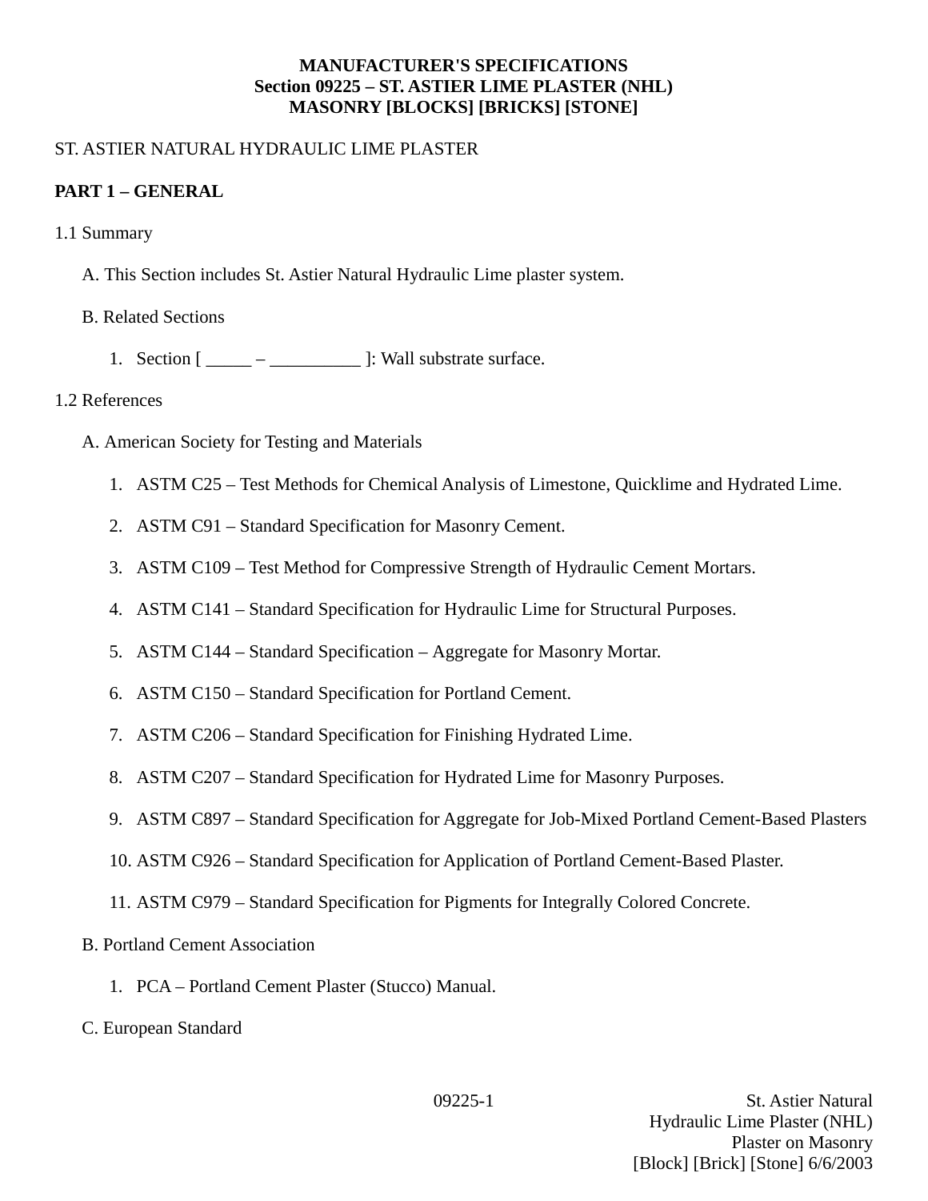**MANUFACTURER'S SPECIFICATIONS**
**Section 09225 – ST. ASTIER LIME PLASTER (NHL)**
**MASONRY [BLOCKS] [BRICKS] [STONE]**

ST. ASTIER NATURAL HYDRAULIC LIME PLASTER

## PART 1 – GENERAL

1.1 Summary

A. This Section includes St. Astier Natural Hydraulic Lime plaster system.

B. Related Sections

1. Section [ _____ – __________ ]: Wall substrate surface.

1.2 References

A. American Society for Testing and Materials

1. ASTM C25 – Test Methods for Chemical Analysis of Limestone, Quicklime and Hydrated Lime.
2. ASTM C91 – Standard Specification for Masonry Cement.
3. ASTM C109 – Test Method for Compressive Strength of Hydraulic Cement Mortars.
4. ASTM C141 – Standard Specification for Hydraulic Lime for Structural Purposes.
5. ASTM C144 – Standard Specification – Aggregate for Masonry Mortar.
6. ASTM C150 – Standard Specification for Portland Cement.
7. ASTM C206 – Standard Specification for Finishing Hydrated Lime.
8. ASTM C207 – Standard Specification for Hydrated Lime for Masonry Purposes.
9. ASTM C897 – Standard Specification for Aggregate for Job-Mixed Portland Cement-Based Plasters
10. ASTM C926 – Standard Specification for Application of Portland Cement-Based Plaster.
11. ASTM C979 – Standard Specification for Pigments for Integrally Colored Concrete.

B. Portland Cement Association

1. PCA – Portland Cement Plaster (Stucco) Manual.

C. European Standard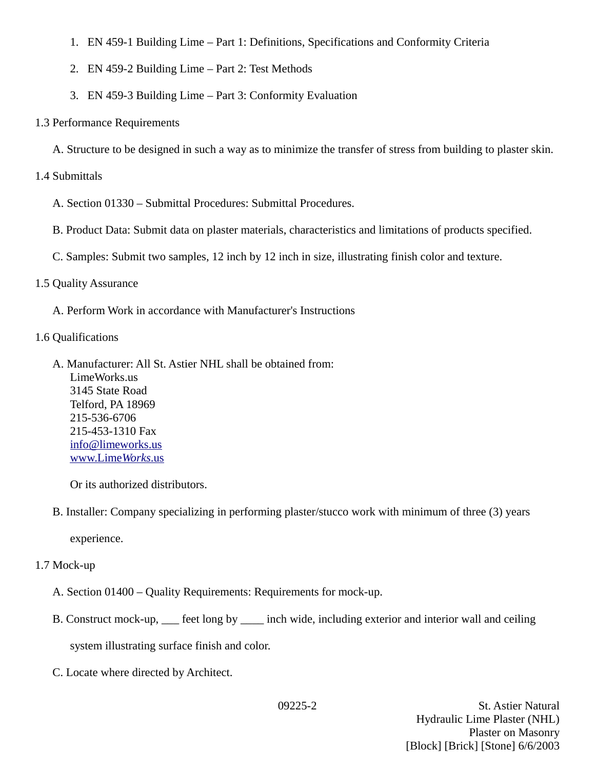1. EN 459-1 Building Lime – Part 1: Definitions, Specifications and Conformity Criteria
2. EN 459-2 Building Lime – Part 2: Test Methods
3. EN 459-3 Building Lime – Part 3: Conformity Evaluation

1.3 Performance Requirements

A. Structure to be designed in such a way as to minimize the transfer of stress from building to plaster skin.

1.4 Submittals

A. Section 01330 – Submittal Procedures: Submittal Procedures.

B. Product Data: Submit data on plaster materials, characteristics and limitations of products specified.

C. Samples: Submit two samples, 12 inch by 12 inch in size, illustrating finish color and texture.

1.5 Quality Assurance

A. Perform Work in accordance with Manufacturer's Instructions

1.6 Qualifications

A. Manufacturer: All St. Astier NHL shall be obtained from:
LimeWorks.us
3145 State Road
Telford, PA 18969
215-536-6706
215-453-1310 Fax
info@limeworks.us
www.Lime*Works*.us

Or its authorized distributors.

B. Installer: Company specializing in performing plaster/stucco work with minimum of three (3) years experience.

1.7 Mock-up

A. Section 01400 – Quality Requirements: Requirements for mock-up.

B. Construct mock-up, ___ feet long by ____ inch wide, including exterior and interior wall and ceiling system illustrating surface finish and color.

C. Locate where directed by Architect.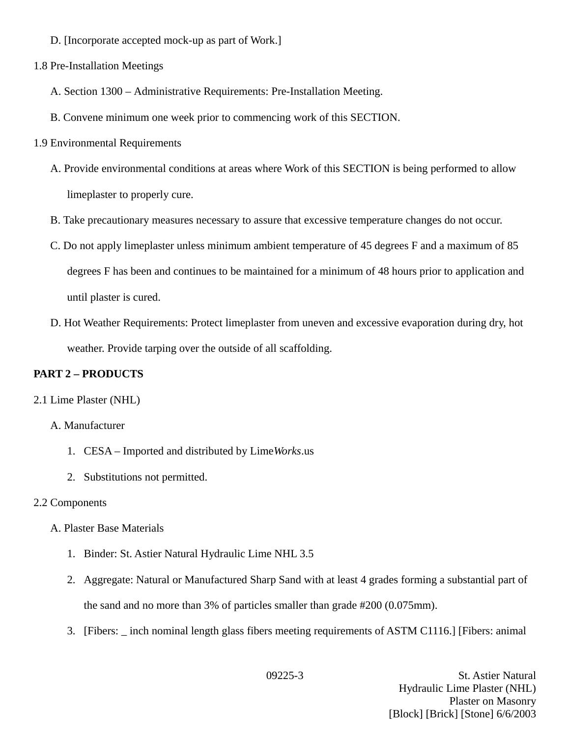D. [Incorporate accepted mock-up as part of Work.]

1.8 Pre-Installation Meetings

A. Section 1300 – Administrative Requirements: Pre-Installation Meeting.

B. Convene minimum one week prior to commencing work of this SECTION.

1.9 Environmental Requirements

A. Provide environmental conditions at areas where Work of this SECTION is being performed to allow limeplaster to properly cure.

B. Take precautionary measures necessary to assure that excessive temperature changes do not occur.

C. Do not apply limeplaster unless minimum ambient temperature of 45 degrees F and a maximum of 85 degrees F has been and continues to be maintained for a minimum of 48 hours prior to application and until plaster is cured.

D. Hot Weather Requirements: Protect limeplaster from uneven and excessive evaporation during dry, hot weather. Provide tarping over the outside of all scaffolding.

**PART 2 – PRODUCTS**

2.1 Lime Plaster (NHL)

A. Manufacturer

1. CESA – Imported and distributed by Lime*Works*.us
2. Substitutions not permitted.

2.2 Components

A. Plaster Base Materials

1. Binder: St. Astier Natural Hydraulic Lime NHL 3.5
2. Aggregate: Natural or Manufactured Sharp Sand with at least 4 grades forming a substantial part of the sand and no more than 3% of particles smaller than grade #200 (0.075mm).
3. [Fibers: _ inch nominal length glass fibers meeting requirements of ASTM C1116.] [Fibers: animal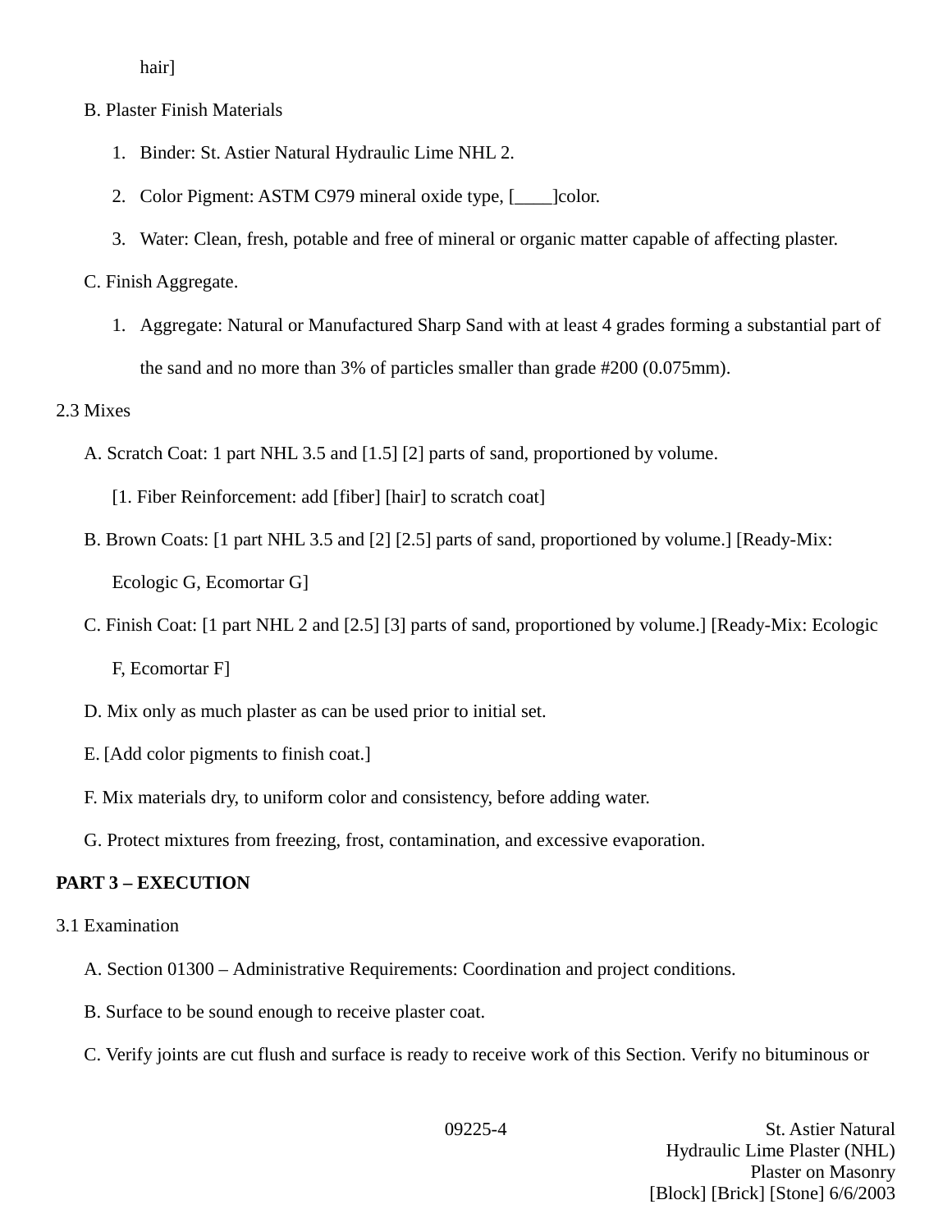hair]

B. Plaster Finish Materials

1. Binder: St. Astier Natural Hydraulic Lime NHL 2.
2. Color Pigment: ASTM C979 mineral oxide type, [____]color.
3. Water: Clean, fresh, potable and free of mineral or organic matter capable of affecting plaster.

C. Finish Aggregate.

1. Aggregate: Natural or Manufactured Sharp Sand with at least 4 grades forming a substantial part of the sand and no more than 3% of particles smaller than grade #200 (0.075mm).

2.3 Mixes

A. Scratch Coat: 1 part NHL 3.5 and [1.5] [2] parts of sand, proportioned by volume.

[1. Fiber Reinforcement: add [fiber] [hair] to scratch coat]

B. Brown Coats: [1 part NHL 3.5 and [2] [2.5] parts of sand, proportioned by volume.] [Ready-Mix: Ecologic G, Ecomortar G]

C. Finish Coat: [1 part NHL 2 and [2.5] [3] parts of sand, proportioned by volume.] [Ready-Mix: Ecologic F, Ecomortar F]

D. Mix only as much plaster as can be used prior to initial set.

E. [Add color pigments to finish coat.]

F. Mix materials dry, to uniform color and consistency, before adding water.

G. Protect mixtures from freezing, frost, contamination, and excessive evaporation.

**PART 3 – EXECUTION**

3.1 Examination

A. Section 01300 – Administrative Requirements: Coordination and project conditions.

B. Surface to be sound enough to receive plaster coat.

C. Verify joints are cut flush and surface is ready to receive work of this Section. Verify no bituminous or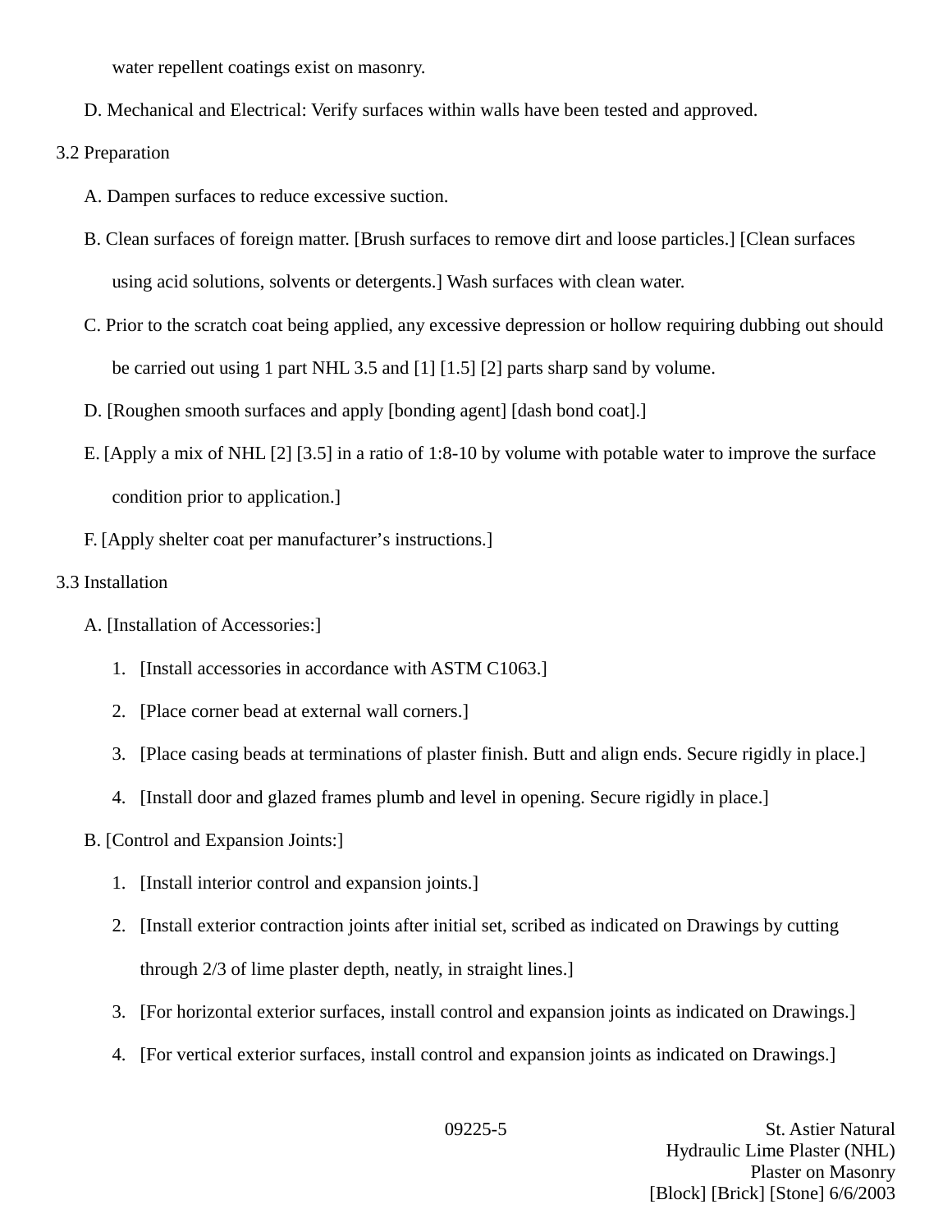water repellent coatings exist on masonry.

D. Mechanical and Electrical: Verify surfaces within walls have been tested and approved.

3.2 Preparation

A. Dampen surfaces to reduce excessive suction.

B. Clean surfaces of foreign matter. [Brush surfaces to remove dirt and loose particles.] [Clean surfaces using acid solutions, solvents or detergents.] Wash surfaces with clean water.

C. Prior to the scratch coat being applied, any excessive depression or hollow requiring dubbing out should be carried out using 1 part NHL 3.5 and [1] [1.5] [2] parts sharp sand by volume.

D. [Roughen smooth surfaces and apply [bonding agent] [dash bond coat].]

E. [Apply a mix of NHL [2] [3.5] in a ratio of 1:8-10 by volume with potable water to improve the surface condition prior to application.]

F. [Apply shelter coat per manufacturer's instructions.]

3.3 Installation

A. [Installation of Accessories:]

1. [Install accessories in accordance with ASTM C1063.]
2. [Place corner bead at external wall corners.]
3. [Place casing beads at terminations of plaster finish. Butt and align ends. Secure rigidly in place.]
4. [Install door and glazed frames plumb and level in opening. Secure rigidly in place.]

B. [Control and Expansion Joints:]

1. [Install interior control and expansion joints.]
2. [Install exterior contraction joints after initial set, scribed as indicated on Drawings by cutting through 2/3 of lime plaster depth, neatly, in straight lines.]
3. [For horizontal exterior surfaces, install control and expansion joints as indicated on Drawings.]
4. [For vertical exterior surfaces, install control and expansion joints as indicated on Drawings.]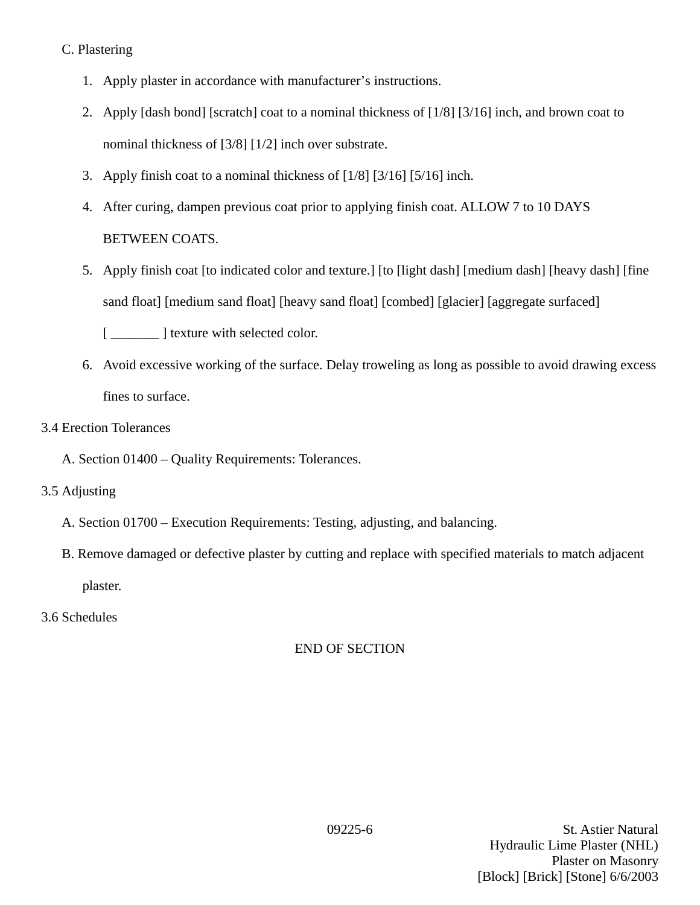C. Plastering

1. Apply plaster in accordance with manufacturer’s instructions.
2. Apply [dash bond] [scratch] coat to a nominal thickness of [1/8] [3/16] inch, and brown coat to nominal thickness of [3/8] [1/2] inch over substrate.
3. Apply finish coat to a nominal thickness of [1/8] [3/16] [5/16] inch.
4. After curing, dampen previous coat prior to applying finish coat. ALLOW 7 to 10 DAYS BETWEEN COATS.
5. Apply finish coat [to indicated color and texture.] [to [light dash] [medium dash] [heavy dash] [fine sand float] [medium sand float] [heavy sand float] [combed] [glacier] [aggregate surfaced] [ _______ ] texture with selected color.
6. Avoid excessive working of the surface. Delay troweling as long as possible to avoid drawing excess fines to surface.

## 3.4 Erection Tolerances

A. Section 01400 – Quality Requirements: Tolerances.

## 3.5 Adjusting

A. Section 01700 – Execution Requirements: Testing, adjusting, and balancing.

B. Remove damaged or defective plaster by cutting and replace with specified materials to match adjacent plaster.

## 3.6 Schedules

END OF SECTION